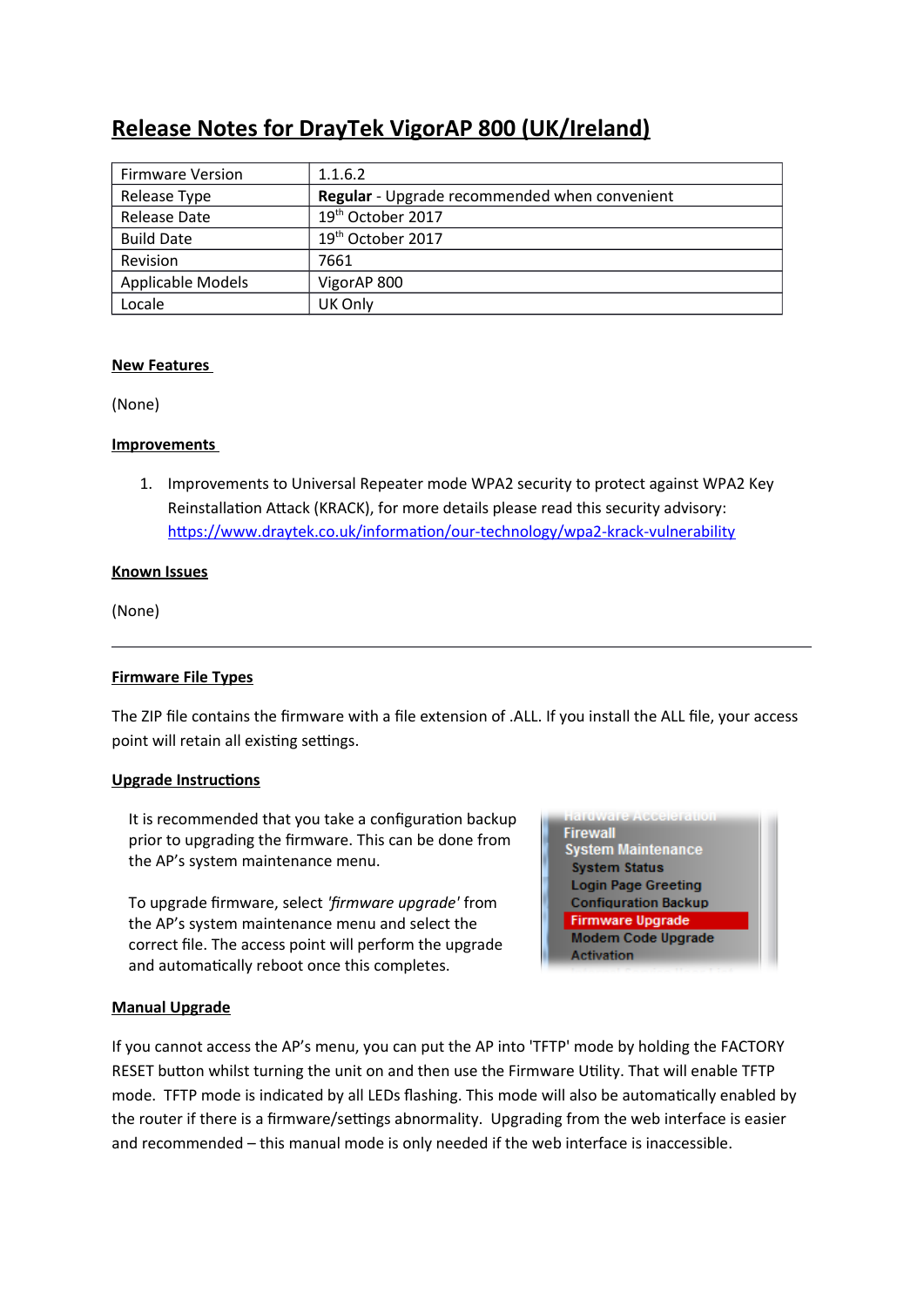# Release Notes for DrayTek VigorAP 800 (UK/Ireland)

| Firmware Version | 1.1.6.2 |
|---|---|
| Release Type | **Regular** - Upgrade recommended when convenient |
| Release Date | 19th October 2017 |
| Build Date | 19th October 2017 |
| Revision | 7661 |
| Applicable Models | VigorAP 800 |
| Locale | UK Only |

## New Features

(None)

## Improvements

1. Improvements to Universal Repeater mode WPA2 security to protect against WPA2 Key Reinstallation Attack (KRACK), for more details please read this security advisory: https://www.draytek.co.uk/information/our-technology/wpa2-krack-vulnerability

## Known Issues

(None)

---

## Firmware File Types

The ZIP file contains the firmware with a file extension of .ALL. If you install the ALL file, your access point will retain all existing settings.

## Upgrade Instructions

It is recommended that you take a configuration backup prior to upgrading the firmware. This can be done from the AP's system maintenance menu.

To upgrade firmware, select *'firmware upgrade'* from the AP's system maintenance menu and select the correct file. The access point will perform the upgrade and automatically reboot once this completes.

## Manual Upgrade

If you cannot access the AP's menu, you can put the AP into 'TFTP' mode by holding the FACTORY RESET button whilst turning the unit on and then use the Firmware Utility. That will enable TFTP mode. TFTP mode is indicated by all LEDs flashing. This mode will also be automatically enabled by the router if there is a firmware/settings abnormality. Upgrading from the web interface is easier and recommended – this manual mode is only needed if the web interface is inaccessible.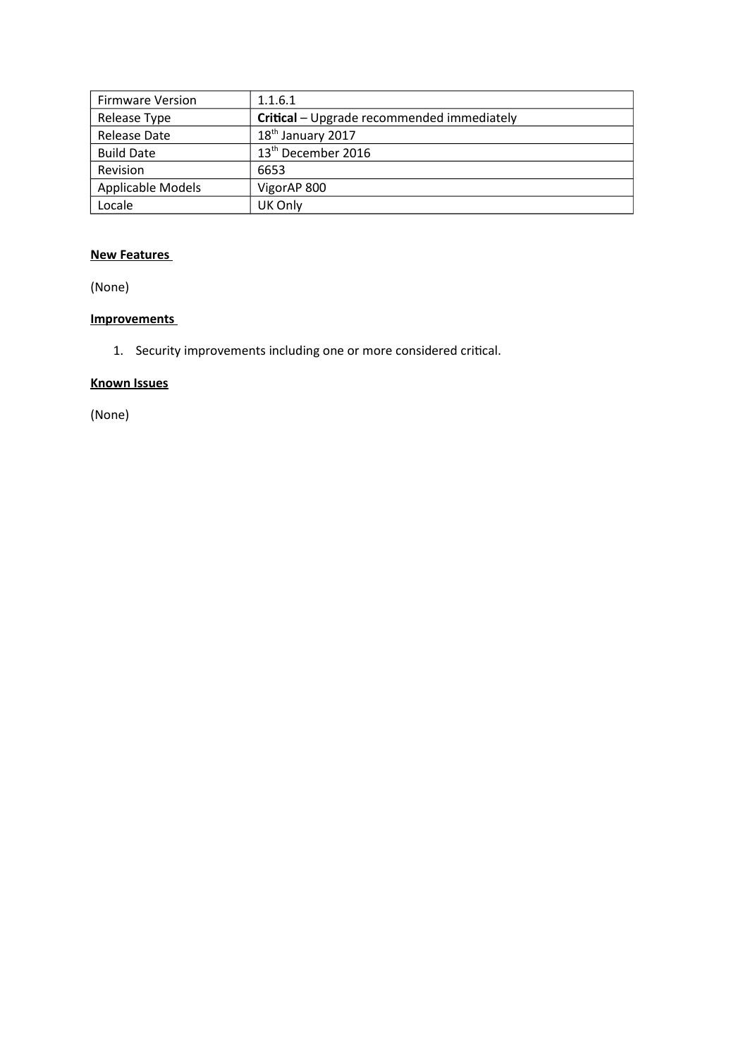| Firmware Version | 1.1.6.1 |
| --- | --- |
| Release Type | **Critical** – Upgrade recommended immediately |
| Release Date | 18th January 2017 |
| Build Date | 13th December 2016 |
| Revision | 6653 |
| Applicable Models | VigorAP 800 |
| Locale | UK Only |

**New Features**

(None)

**Improvements**

1. Security improvements including one or more considered critical.

**Known Issues**

(None)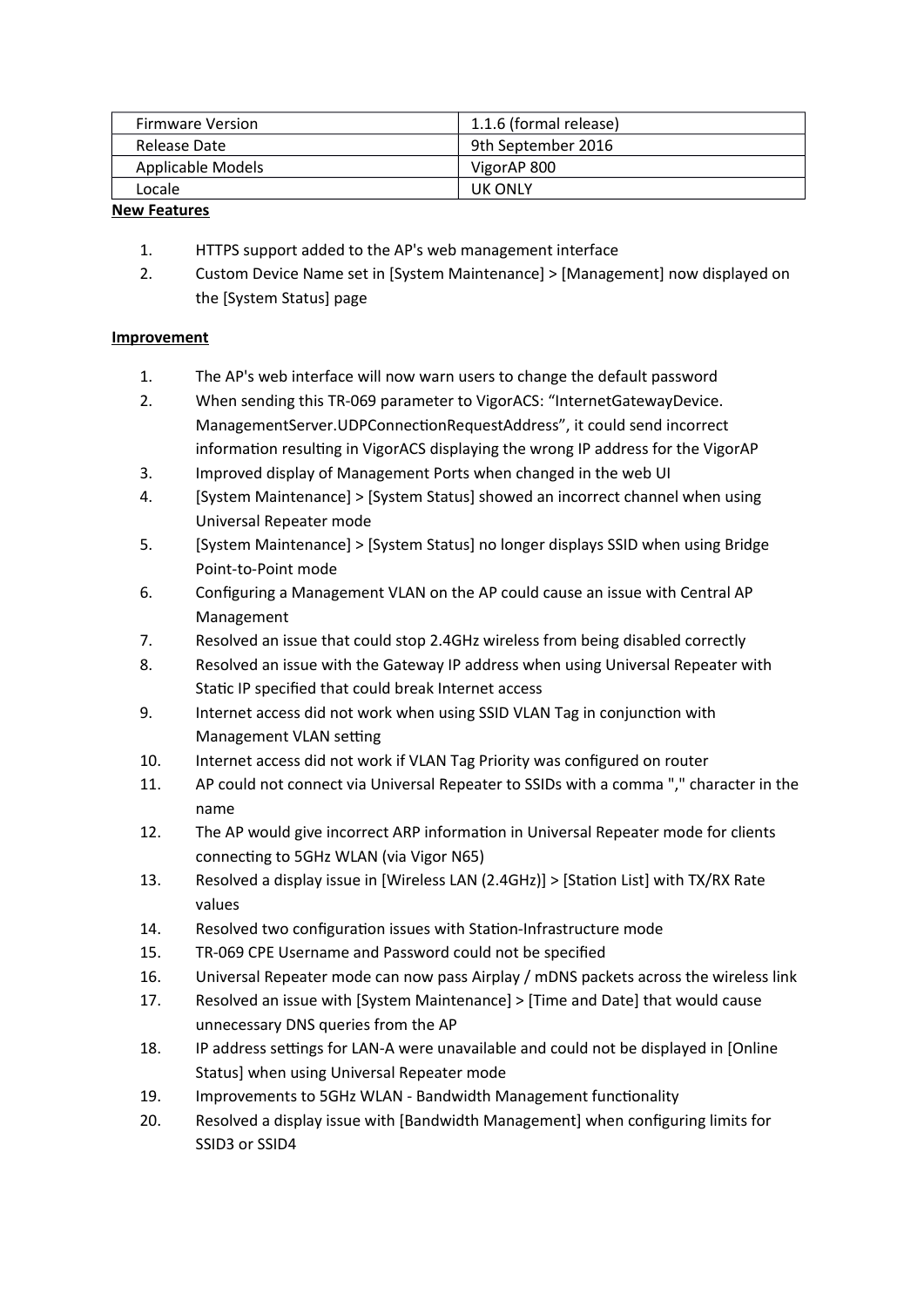| Firmware Version | 1.1.6 (formal release) |
| --- | --- |
| Release Date | 9th September 2016 |
| Applicable Models | VigorAP 800 |
| Locale | UK ONLY |

**New Features**

1. HTTPS support added to the AP's web management interface
2. Custom Device Name set in [System Maintenance] > [Management] now displayed on the [System Status] page

**Improvement**

1. The AP's web interface will now warn users to change the default password
2. When sending this TR-069 parameter to VigorACS: "InternetGatewayDevice. ManagementServer.UDPConnectionRequestAddress", it could send incorrect information resulting in VigorACS displaying the wrong IP address for the VigorAP
3. Improved display of Management Ports when changed in the web UI
4. [System Maintenance] > [System Status] showed an incorrect channel when using Universal Repeater mode
5. [System Maintenance] > [System Status] no longer displays SSID when using Bridge Point-to-Point mode
6. Configuring a Management VLAN on the AP could cause an issue with Central AP Management
7. Resolved an issue that could stop 2.4GHz wireless from being disabled correctly
8. Resolved an issue with the Gateway IP address when using Universal Repeater with Static IP specified that could break Internet access
9. Internet access did not work when using SSID VLAN Tag in conjunction with Management VLAN setting
10. Internet access did not work if VLAN Tag Priority was configured on router
11. AP could not connect via Universal Repeater to SSIDs with a comma "," character in the name
12. The AP would give incorrect ARP information in Universal Repeater mode for clients connecting to 5GHz WLAN (via Vigor N65)
13. Resolved a display issue in [Wireless LAN (2.4GHz)] > [Station List] with TX/RX Rate values
14. Resolved two configuration issues with Station-Infrastructure mode
15. TR-069 CPE Username and Password could not be specified
16. Universal Repeater mode can now pass Airplay / mDNS packets across the wireless link
17. Resolved an issue with [System Maintenance] > [Time and Date] that would cause unnecessary DNS queries from the AP
18. IP address settings for LAN-A were unavailable and could not be displayed in [Online Status] when using Universal Repeater mode
19. Improvements to 5GHz WLAN - Bandwidth Management functionality
20. Resolved a display issue with [Bandwidth Management] when configuring limits for SSID3 or SSID4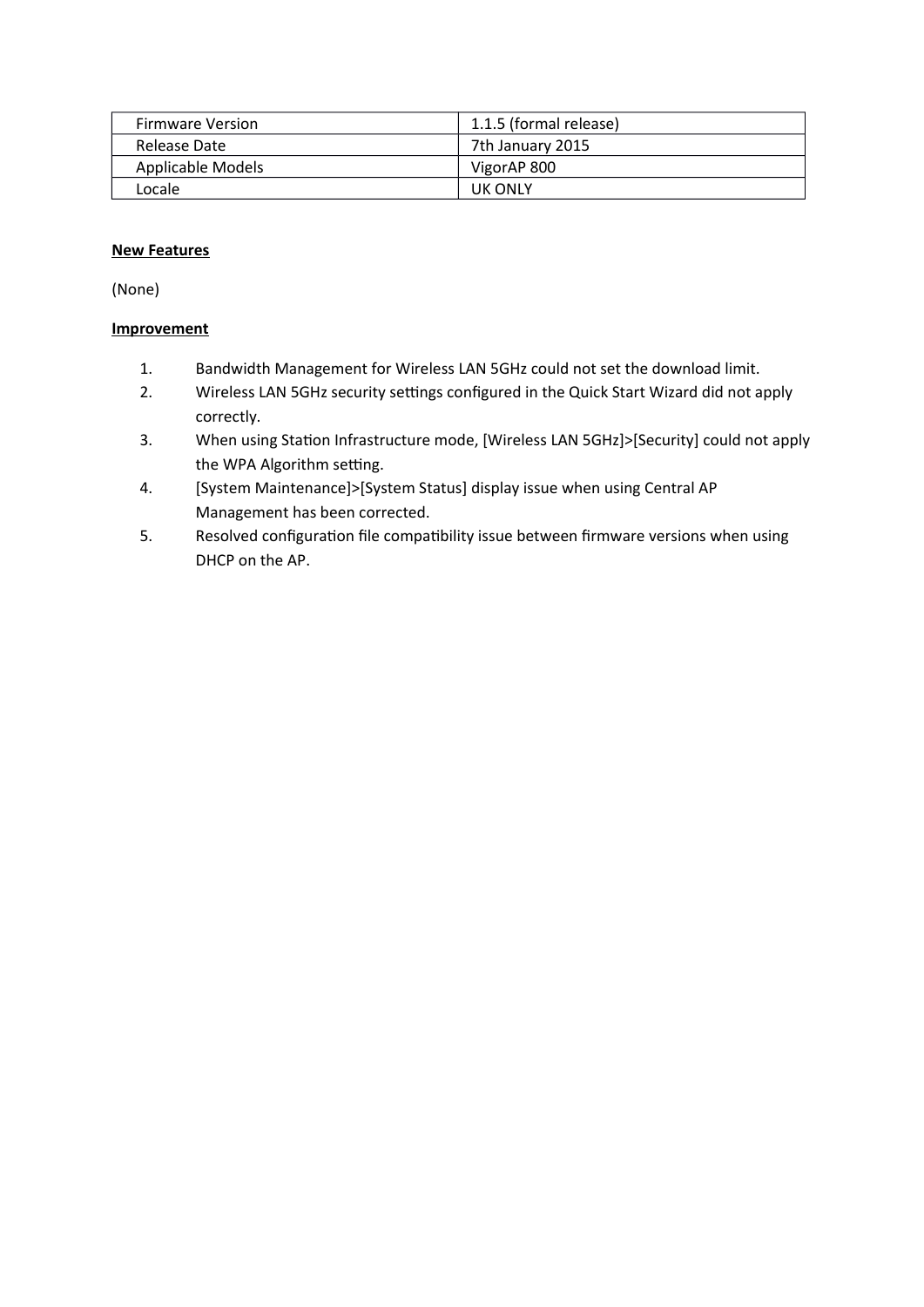| Firmware Version | 1.1.5 (formal release) |
| --- | --- |
| Release Date | 7th January 2015 |
| Applicable Models | VigorAP 800 |
| Locale | UK ONLY |

**New Features**

(None)

**Improvement**

1. Bandwidth Management for Wireless LAN 5GHz could not set the download limit.
2. Wireless LAN 5GHz security settings configured in the Quick Start Wizard did not apply correctly.
3. When using Station Infrastructure mode, [Wireless LAN 5GHz]>[Security] could not apply the WPA Algorithm setting.
4. [System Maintenance]>[System Status] display issue when using Central AP Management has been corrected.
5. Resolved configuration file compatibility issue between firmware versions when using DHCP on the AP.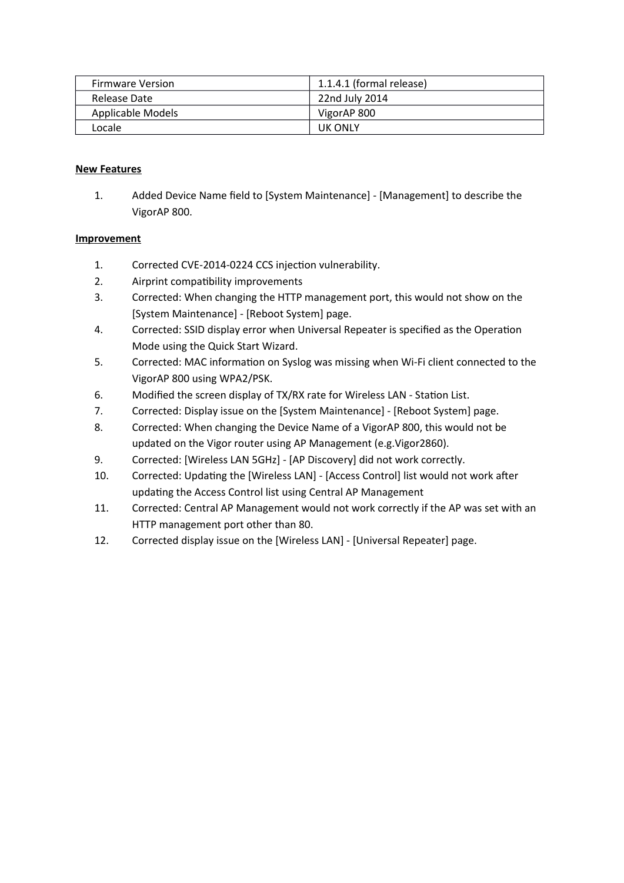| Firmware Version | 1.1.4.1 (formal release) |
|---|---|
| Release Date | 22nd July 2014 |
| Applicable Models | VigorAP 800 |
| Locale | UK ONLY |

**New Features**

1. Added Device Name field to [System Maintenance] - [Management] to describe the VigorAP 800.

**Improvement**

1. Corrected CVE-2014-0224 CCS injection vulnerability.
2. Airprint compatibility improvements
3. Corrected: When changing the HTTP management port, this would not show on the [System Maintenance] - [Reboot System] page.
4. Corrected: SSID display error when Universal Repeater is specified as the Operation Mode using the Quick Start Wizard.
5. Corrected: MAC information on Syslog was missing when Wi-Fi client connected to the VigorAP 800 using WPA2/PSK.
6. Modified the screen display of TX/RX rate for Wireless LAN - Station List.
7. Corrected: Display issue on the [System Maintenance] - [Reboot System] page.
8. Corrected: When changing the Device Name of a VigorAP 800, this would not be updated on the Vigor router using AP Management (e.g.Vigor2860).
9. Corrected: [Wireless LAN 5GHz] - [AP Discovery] did not work correctly.
10. Corrected: Updating the [Wireless LAN] - [Access Control] list would not work after updating the Access Control list using Central AP Management
11. Corrected: Central AP Management would not work correctly if the AP was set with an HTTP management port other than 80.
12. Corrected display issue on the [Wireless LAN] - [Universal Repeater] page.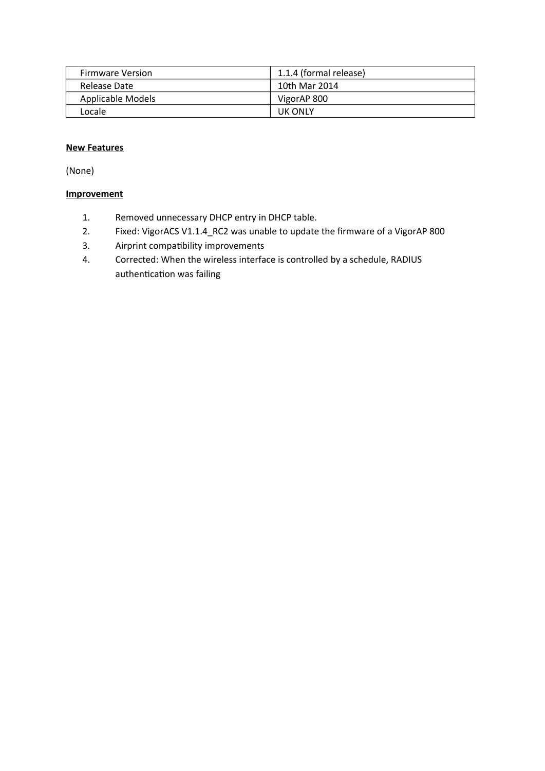| Firmware Version | 1.1.4 (formal release) |
|---|---|
| Release Date | 10th Mar 2014 |
| Applicable Models | VigorAP 800 |
| Locale | UK ONLY |

**New Features**

(None)

**Improvement**

1. Removed unnecessary DHCP entry in DHCP table.
2. Fixed: VigorACS V1.1.4_RC2 was unable to update the firmware of a VigorAP 800
3. Airprint compatibility improvements
4. Corrected: When the wireless interface is controlled by a schedule, RADIUS authentication was failing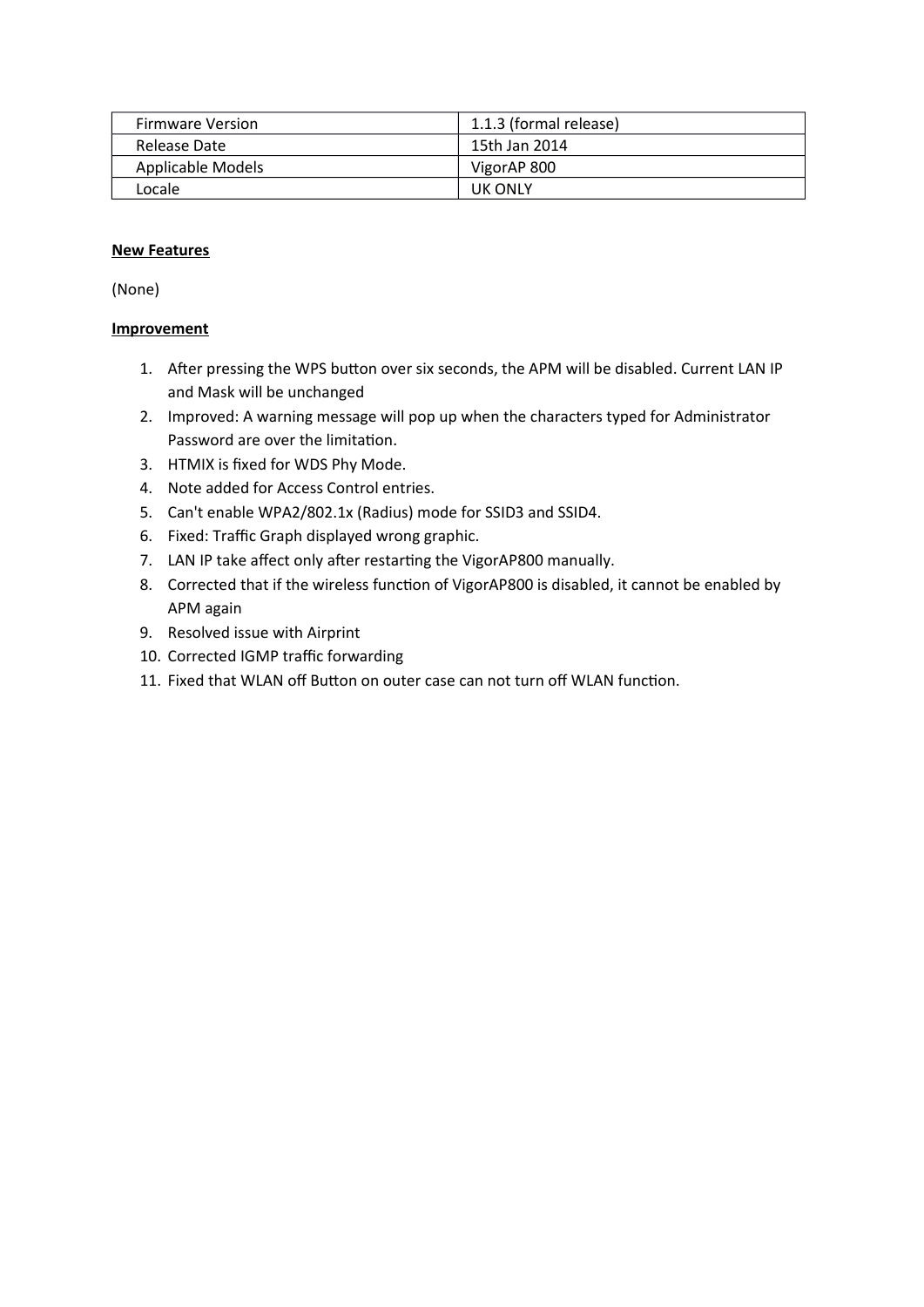| Firmware Version | 1.1.3 (formal release) |
|---|---|
| Release Date | 15th Jan 2014 |
| Applicable Models | VigorAP 800 |
| Locale | UK ONLY |

**New Features**

(None)

**Improvement**

1. After pressing the WPS button over six seconds, the APM will be disabled. Current LAN IP and Mask will be unchanged
2. Improved: A warning message will pop up when the characters typed for Administrator Password are over the limitation.
3. HTMIX is fixed for WDS Phy Mode.
4. Note added for Access Control entries.
5. Can't enable WPA2/802.1x (Radius) mode for SSID3 and SSID4.
6. Fixed: Traffic Graph displayed wrong graphic.
7. LAN IP take affect only after restarting the VigorAP800 manually.
8. Corrected that if the wireless function of VigorAP800 is disabled, it cannot be enabled by APM again
9. Resolved issue with Airprint
10. Corrected IGMP traffic forwarding
11. Fixed that WLAN off Button on outer case can not turn off WLAN function.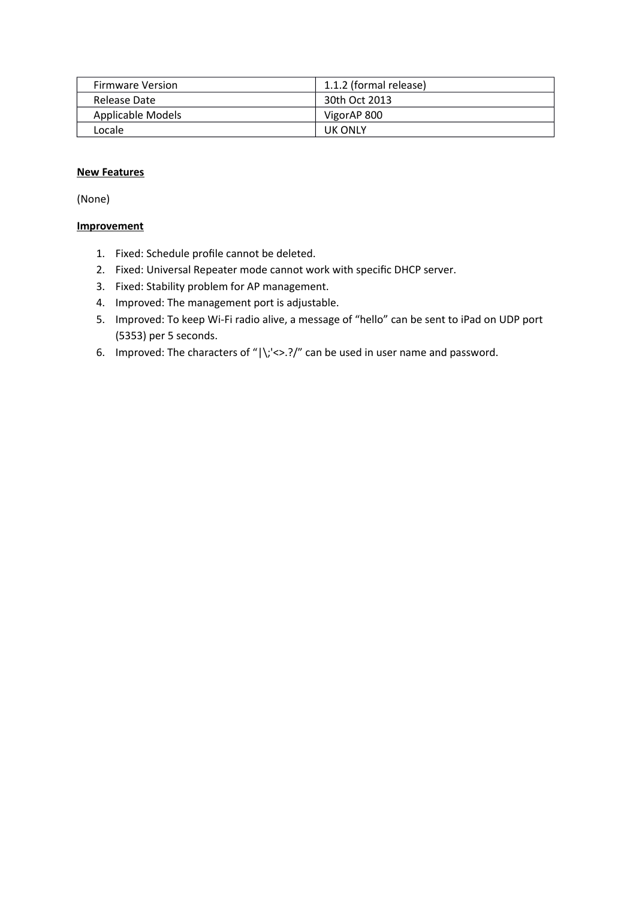| Firmware Version | 1.1.2 (formal release) |
| --- | --- |
| Release Date | 30th Oct 2013 |
| Applicable Models | VigorAP 800 |
| Locale | UK ONLY |

**New Features**

(None)

**Improvement**

1. Fixed: Schedule profile cannot be deleted.
2. Fixed: Universal Repeater mode cannot work with specific DHCP server.
3. Fixed: Stability problem for AP management.
4. Improved: The management port is adjustable.
5. Improved: To keep Wi-Fi radio alive, a message of "hello" can be sent to iPad on UDP port (5353) per 5 seconds.
6. Improved: The characters of "|\;'<>.?/" can be used in user name and password.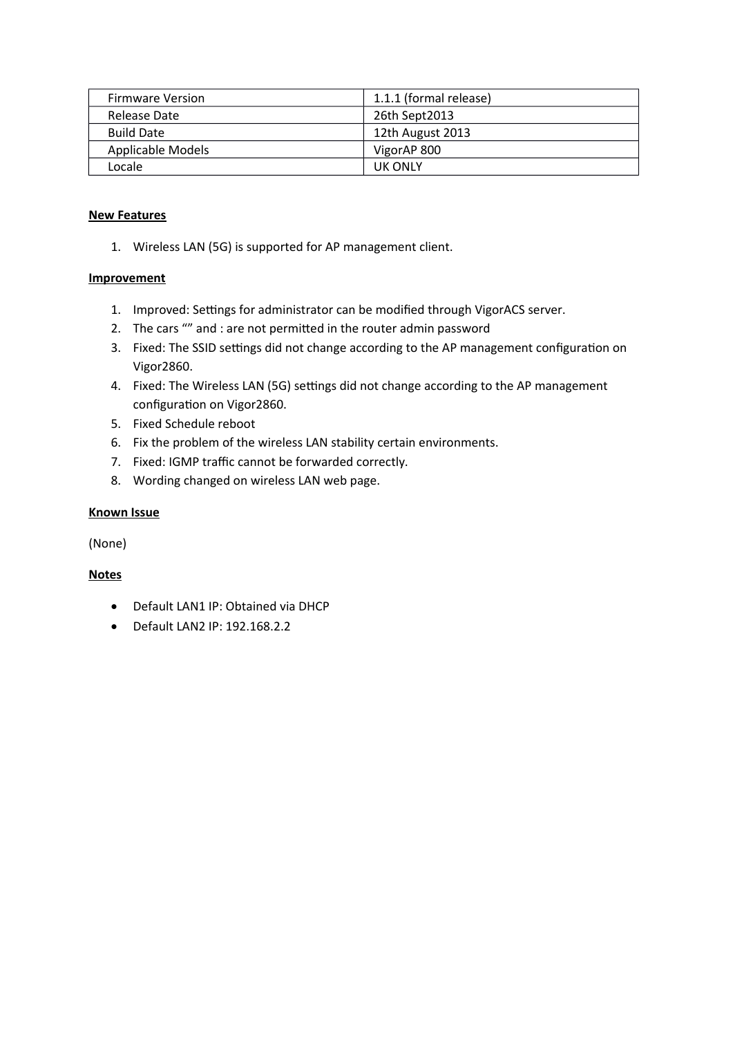| Firmware Version | 1.1.1 (formal release) |
| --- | --- |
| Release Date | 26th Sept2013 |
| Build Date | 12th August 2013 |
| Applicable Models | VigorAP 800 |
| Locale | UK ONLY |

**New Features**

1. Wireless LAN (5G) is supported for AP management client.

**Improvement**

1. Improved: Settings for administrator can be modified through VigorACS server.
2. The cars “” and : are not permitted in the router admin password
3. Fixed: The SSID settings did not change according to the AP management configuration on Vigor2860.
4. Fixed: The Wireless LAN (5G) settings did not change according to the AP management configuration on Vigor2860.
5. Fixed Schedule reboot
6. Fix the problem of the wireless LAN stability certain environments.
7. Fixed: IGMP traffic cannot be forwarded correctly.
8. Wording changed on wireless LAN web page.

**Known Issue**

(None)

**Notes**

- Default LAN1 IP: Obtained via DHCP
- Default LAN2 IP: 192.168.2.2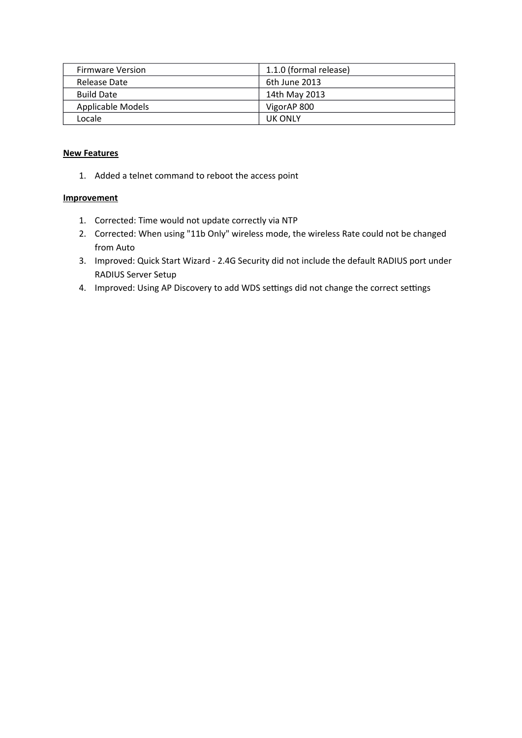| Firmware Version | 1.1.0 (formal release) |
|---|---|
| Release Date | 6th June 2013 |
| Build Date | 14th May 2013 |
| Applicable Models | VigorAP 800 |
| Locale | UK ONLY |

**New Features**

1. Added a telnet command to reboot the access point

**Improvement**

1. Corrected: Time would not update correctly via NTP
2. Corrected: When using "11b Only" wireless mode, the wireless Rate could not be changed from Auto
3. Improved: Quick Start Wizard - 2.4G Security did not include the default RADIUS port under RADIUS Server Setup
4. Improved: Using AP Discovery to add WDS settings did not change the correct settings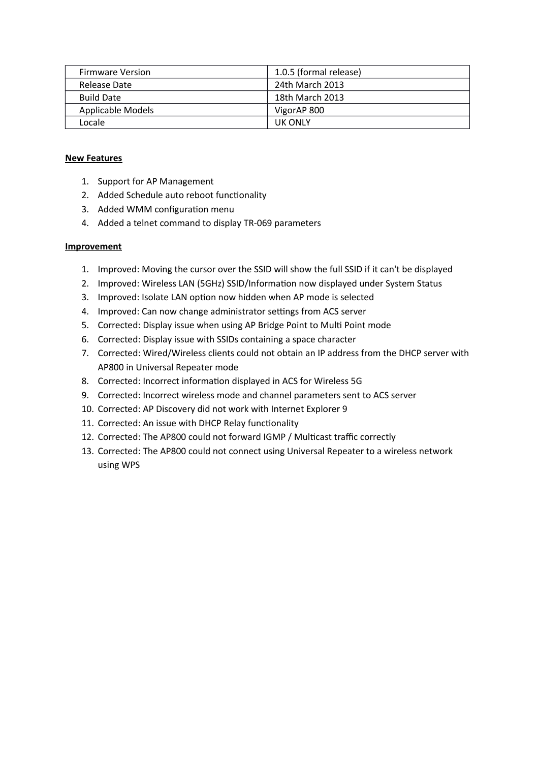| Firmware Version | 1.0.5 (formal release) |
| --- | --- |
| Release Date | 24th March 2013 |
| Build Date | 18th March 2013 |
| Applicable Models | VigorAP 800 |
| Locale | UK ONLY |

**New Features**

1. Support for AP Management
2. Added Schedule auto reboot functionality
3. Added WMM configuration menu
4. Added a telnet command to display TR-069 parameters

**Improvement**

1. Improved: Moving the cursor over the SSID will show the full SSID if it can't be displayed
2. Improved: Wireless LAN (5GHz) SSID/Information now displayed under System Status
3. Improved: Isolate LAN option now hidden when AP mode is selected
4. Improved: Can now change administrator settings from ACS server
5. Corrected: Display issue when using AP Bridge Point to Multi Point mode
6. Corrected: Display issue with SSIDs containing a space character
7. Corrected: Wired/Wireless clients could not obtain an IP address from the DHCP server with AP800 in Universal Repeater mode
8. Corrected: Incorrect information displayed in ACS for Wireless 5G
9. Corrected: Incorrect wireless mode and channel parameters sent to ACS server
10. Corrected: AP Discovery did not work with Internet Explorer 9
11. Corrected: An issue with DHCP Relay functionality
12. Corrected: The AP800 could not forward IGMP / Multicast traffic correctly
13. Corrected: The AP800 could not connect using Universal Repeater to a wireless network using WPS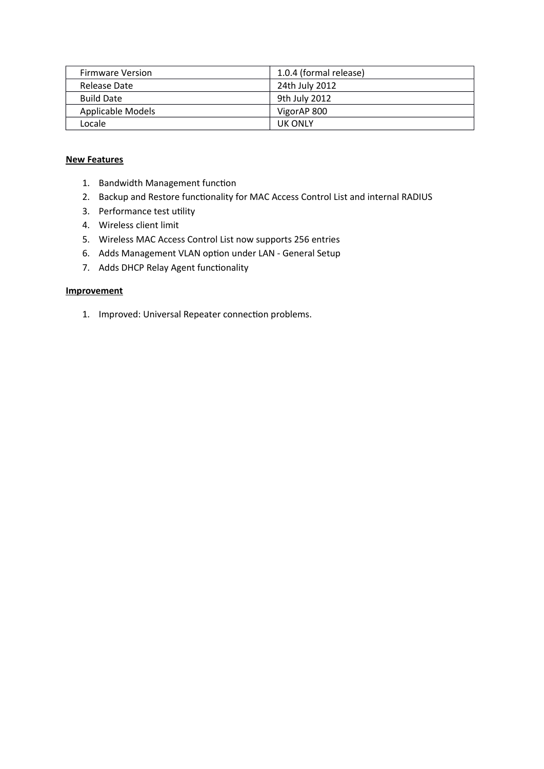| Firmware Version | 1.0.4 (formal release) |
| --- | --- |
| Release Date | 24th July 2012 |
| Build Date | 9th July 2012 |
| Applicable Models | VigorAP 800 |
| Locale | UK ONLY |

**New Features**

1. Bandwidth Management function
2. Backup and Restore functionality for MAC Access Control List and internal RADIUS
3. Performance test utility
4. Wireless client limit
5. Wireless MAC Access Control List now supports 256 entries
6. Adds Management VLAN option under LAN - General Setup
7. Adds DHCP Relay Agent functionality

**Improvement**

1. Improved: Universal Repeater connection problems.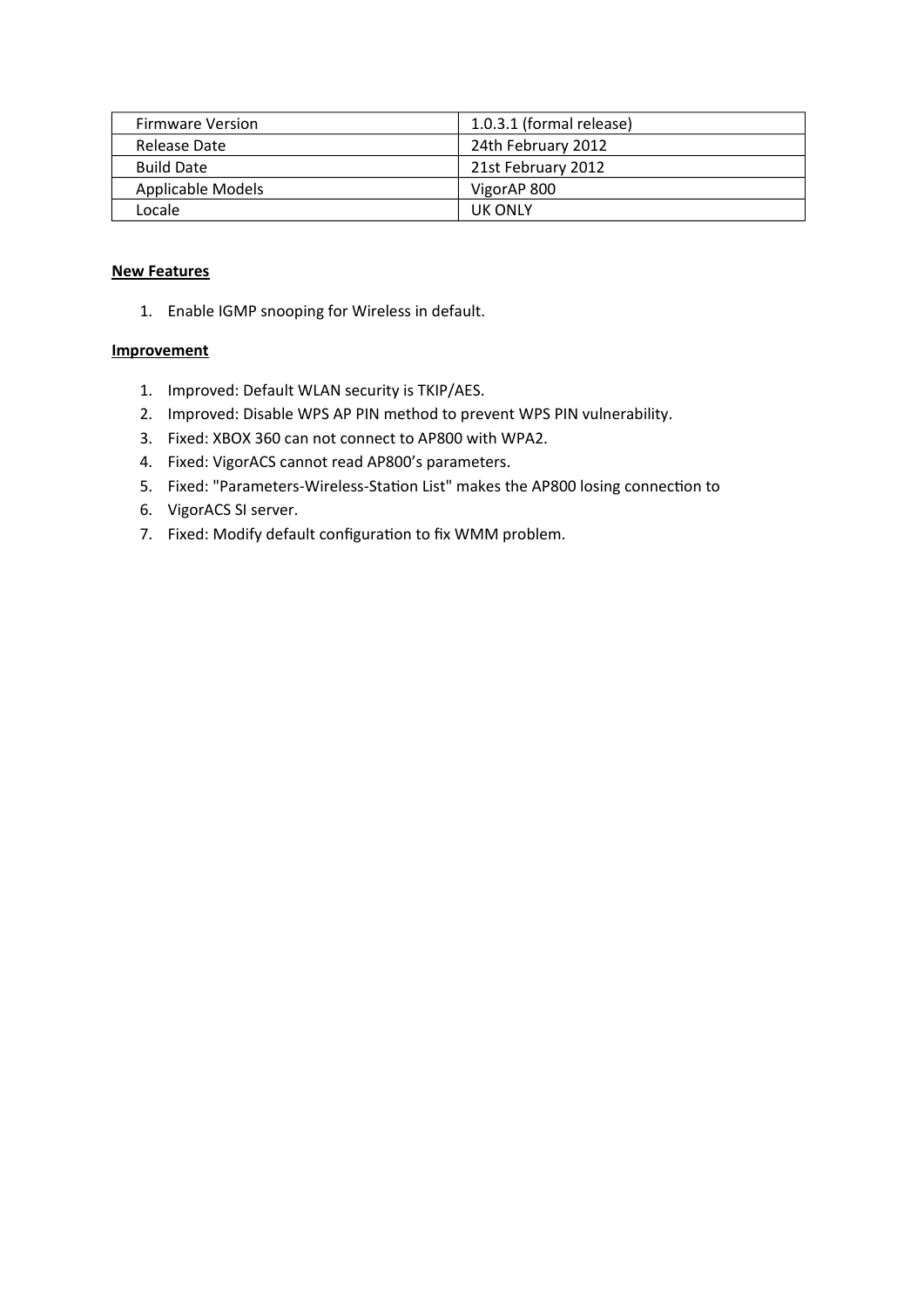| Firmware Version | 1.0.3.1 (formal release) |
| --- | --- |
| Release Date | 24th February 2012 |
| Build Date | 21st February 2012 |
| Applicable Models | VigorAP 800 |
| Locale | UK ONLY |

**New Features**

1. Enable IGMP snooping for Wireless in default.

**Improvement**

1. Improved: Default WLAN security is TKIP/AES.
2. Improved: Disable WPS AP PIN method to prevent WPS PIN vulnerability.
3. Fixed: XBOX 360 can not connect to AP800 with WPA2.
4. Fixed: VigorACS cannot read AP800's parameters.
5. Fixed: "Parameters-Wireless-Station List" makes the AP800 losing connection to
6. VigorACS SI server.
7. Fixed: Modify default configuration to fix WMM problem.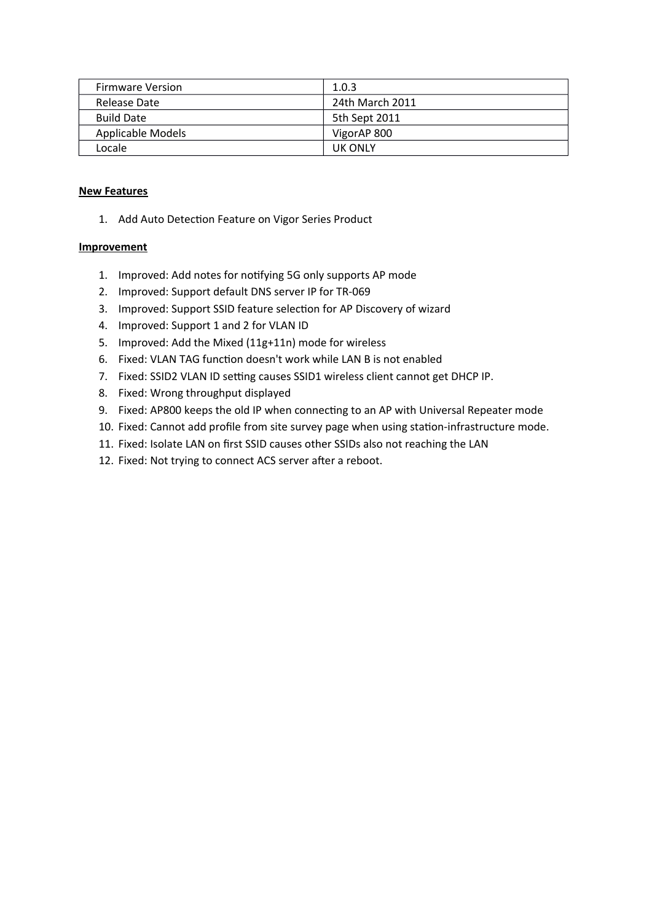| Firmware Version | 1.0.3 |
|---|---|
| Release Date | 24th March 2011 |
| Build Date | 5th Sept 2011 |
| Applicable Models | VigorAP 800 |
| Locale | UK ONLY |

**New Features**

1. Add Auto Detection Feature on Vigor Series Product

**Improvement**

1. Improved: Add notes for notifying 5G only supports AP mode
2. Improved: Support default DNS server IP for TR-069
3. Improved: Support SSID feature selection for AP Discovery of wizard
4. Improved: Support 1 and 2 for VLAN ID
5. Improved: Add the Mixed (11g+11n) mode for wireless
6. Fixed: VLAN TAG function doesn't work while LAN B is not enabled
7. Fixed: SSID2 VLAN ID setting causes SSID1 wireless client cannot get DHCP IP.
8. Fixed: Wrong throughput displayed
9. Fixed: AP800 keeps the old IP when connecting to an AP with Universal Repeater mode
10. Fixed: Cannot add profile from site survey page when using station-infrastructure mode.
11. Fixed: Isolate LAN on first SSID causes other SSIDs also not reaching the LAN
12. Fixed: Not trying to connect ACS server after a reboot.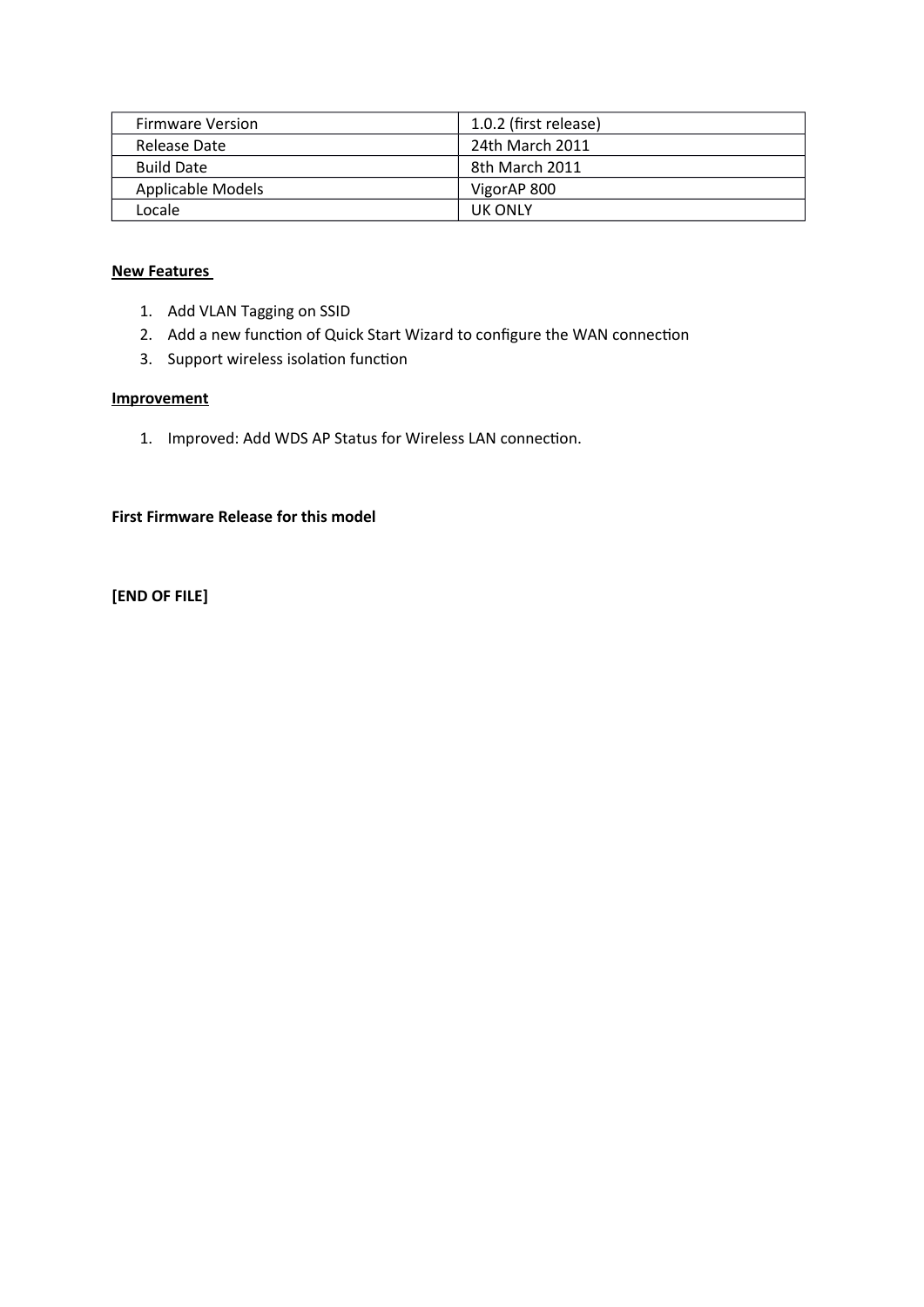| | |
|---|---|
| Firmware Version | 1.0.2 (first release) |
| Release Date | 24th March 2011 |
| Build Date | 8th March 2011 |
| Applicable Models | VigorAP 800 |
| Locale | UK ONLY |

**New Features**

1. Add VLAN Tagging on SSID
2. Add a new function of Quick Start Wizard to configure the WAN connection
3. Support wireless isolation function

**Improvement**

1. Improved: Add WDS AP Status for Wireless LAN connection.

**First Firmware Release for this model**

**[END OF FILE]**